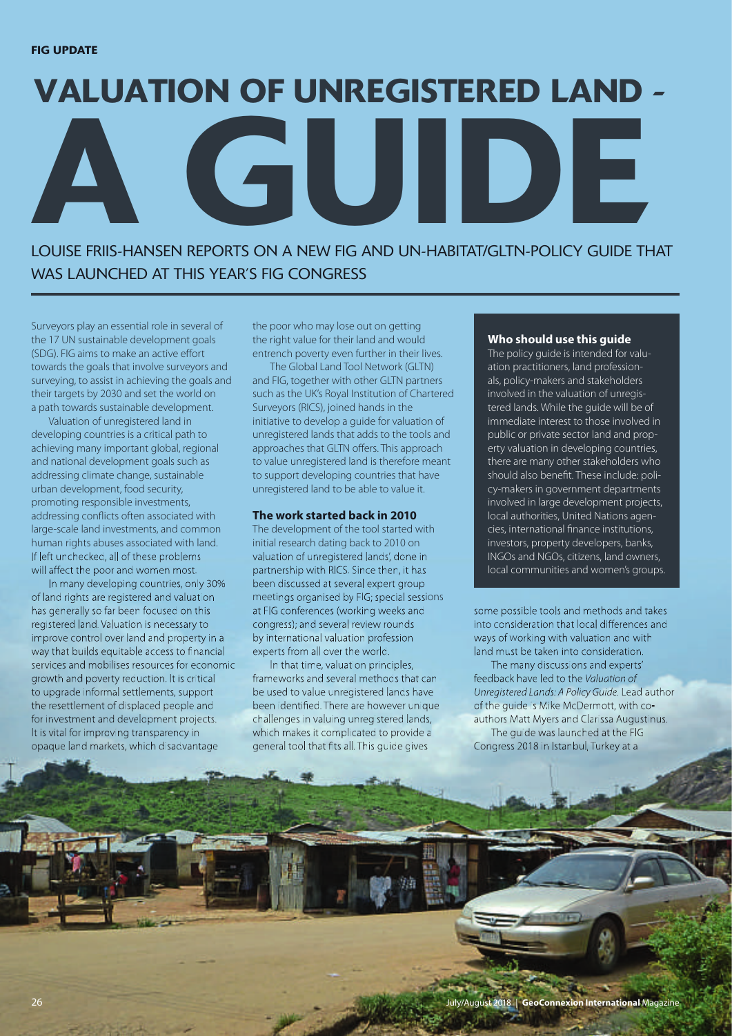FIG UPDATE

# VALUATION OF UNREGISTERED LAND – A GUIDE

## LOUISE FRIIS-HANSEN REPORTS ON A NEW FIG AND UN-HABITAT/GLTN-POLICY GUIDE THAT WAS LAUNCHED AT THIS YEAR'S FIG CONGRESS

Surveyors play an essential role in several of the 17 UN sustainable development goals (SDG). FIG aims to make an active effort towards the goals that involve surveyors and surveying, to assist in achieving the goals and their targets by 2030 and set the world on a path towards sustainable development.

Valuation of unregistered land in developing countries is a critical path to achieving many important global, regional and national development goals such as addressing climate change, sustainable urban development, food security, promoting responsible investments, addressing conflicts often associated with large-scale land investments, and common human rights abuses associated with land. If left unchecked, all of these problems will affect the poor and women most.

In many developing countries, only 30% of land rights are registered and valuation has generally so far been focused on this registered land. Valuation is necessary to improve control over land and property in a way that builds equitable access to financial services and mobilises resources for economic growth and poverty reduction. It is critical to upgrade informal settlements, support the resettlement of displaced people and for investment and development projects. It is vital for improving transparency in opaque land markets, which disadvantage the poor who may lose out on getting the right value for their land and would entrench poverty even further in their lives.

The Global Land Tool Network (GLTN) and FIG, together with other GLTN partners such as the UK's Royal Institution of Chartered Surveyors (RICS), joined hands in the initiative to develop a guide for valuation of unregistered lands that adds to the tools and approaches that GLTN offers. This approach to value unregistered land is therefore meant to support developing countries that have unregistered land to be able to value it.

### The work started back in 2010

The development of the tool started with initial research dating back to 2010 on valuation of unregistered lands', done in partnership with RICS. Since then, it has been discussed at several expert group meetings organised by FIG; special sessions at FIG conferences (working weeks and congress); and several review rounds by international valuation profession experts from all over the world.

In that time, valuation principles, frameworks and several methods that can be used to value unregistered lands have been identified. There are however unique challenges in valuing unregistered lands, which makes it complicated to provide a general tool that fits all. This guide gives some possible tools and methods and takes into consideration that local differences and ways of working with valuation and with land must be taken into consideration.

The many discussions and experts' feedback have led to the *Valuation of Unregistered Lands: A Policy Guide.* Lead author of the guide is Mike McDermott, with co-authors Matt Myers and Clarissa Augustinus.

The guide was launched at the FIG Congress 2018 in Istanbul, Turkey at a

### Who should use this guide

The policy guide is intended for valuation practitioners, land professionals, policy-makers and stakeholders involved in the valuation of unregistered lands in developing countries. While the guide will be of immediate interest to those involved in public or private sector land and property valuation in developing countries, there are many other stakeholders who should also benefit. These include: policy-makers in government departments involved in large development projects, local authorities, United Nations agencies, international finance institutions, investors, property developers, banks, INGOs and NGOs, citizens, land owners, local communities and women's groups.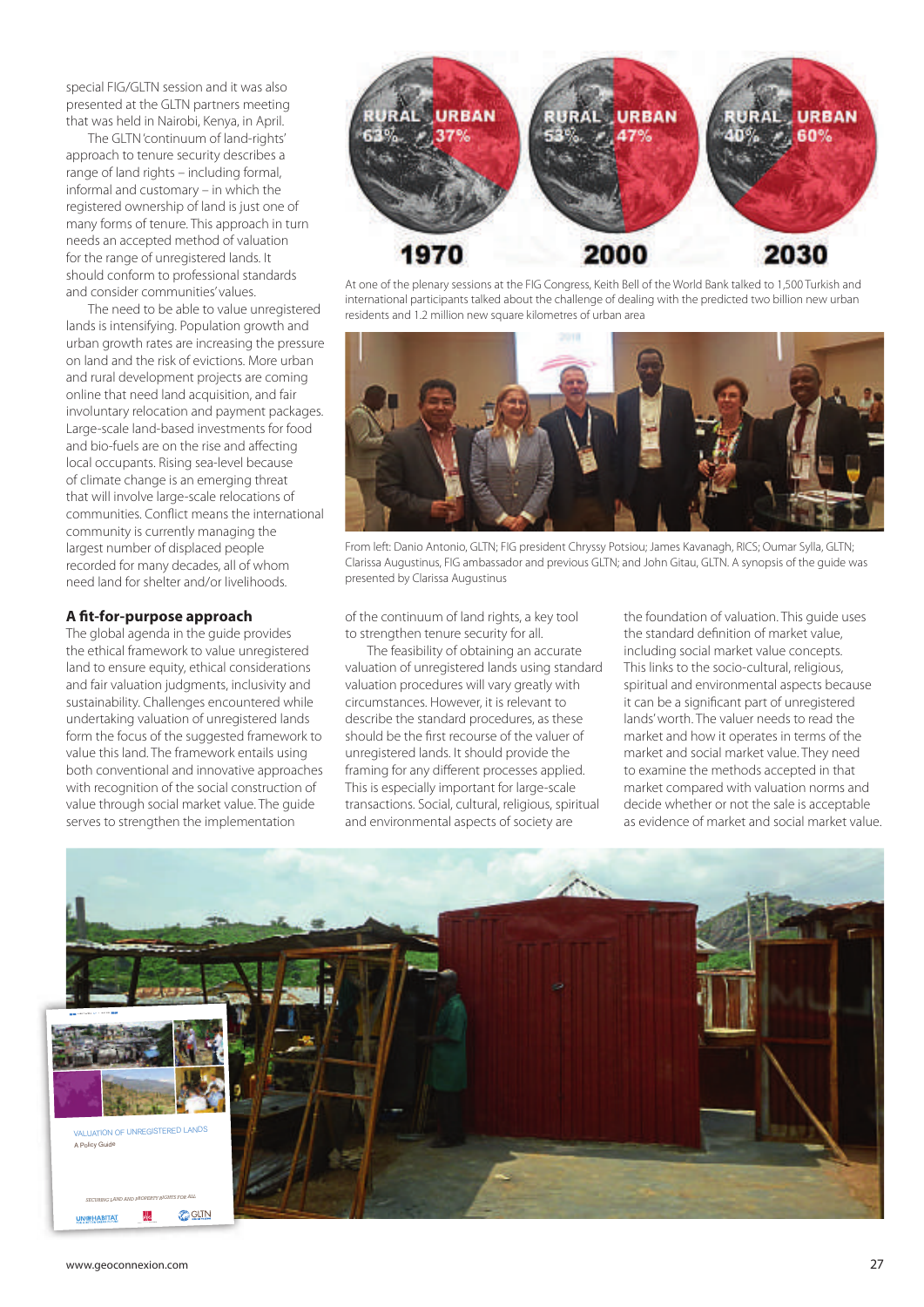special FIG/GLTN session and it was also presented at the GLTN partners meeting that was held in Nairobi, Kenya, in April.

The GLTN 'continuum of land-rights' approach to tenure security describes a range of land rights – including formal, informal and customary – in which the registered ownership of land is just one of many forms of tenure. This approach in turn needs an accepted method of valuation for the range of unregistered lands. It should conform to professional standards and consider communities' values.

The need to be able to value unregistered lands is intensifying. Population growth and urban growth rates are increasing the pressure on land and the risk of evictions. More urban and rural development projects are coming online that need land acquisition, and fair involuntary relocation and payment packages. Large-scale land-based investments for food and bio-fuels are on the rise and affecting local occupants. Rising sea-level because of climate change is an emerging threat that will involve large-scale relocations of communities. Conflict means the international community is currently managing the largest number of displaced people recorded for many decades, all of whom need land for shelter and/or livelihoods.

## A fit-for-purpose approach

The global agenda in the guide provides the ethical framework to value unregistered land to ensure equity, ethical considerations and fair valuation judgments, inclusivity and sustainability. Challenges encountered while undertaking valuation of unregistered lands form the focus of the suggested framework to value this land. The framework entails using both conventional and innovative approaches with recognition of the social construction of value through social market value. The guide serves to strengthen the implementation of the continuum of land rights, a key tool to strengthen tenure security for all.

The feasibility of obtaining an accurate valuation of unregistered lands using standard valuation procedures will vary greatly with circumstances. However, it is relevant to describe the standard procedures, as these should be the first recourse of the valuer of unregistered lands. It should provide the framing for any different processes applied. This is especially important for large-scale transactions. Social, cultural, religious, spiritual and environmental aspects of society are the foundation of valuation. This guide uses the standard definition of market value, including social market value concepts. This links to the socio-cultural, religious, spiritual and environmental aspects because it can be a significant part of unregistered lands' worth. The valuer needs to read the market and how it operates in terms of the market and social market value. They need to examine the methods accepted in that market compared with valuation norms and decide whether or not the sale is acceptable as evidence of market and social market value.

At one of the plenary sessions at the FIG Congress, Keith Bell of the World Bank talked to 1,500 Turkish and international participants talked about the challenge of dealing with the predicted two billion new urban residents and 1.2 million new square kilometres of urban area

From left: Danio Antonio, GLTN; FIG president Chryssy Potsiou; James Kavanagh, RICS; Oumar Sylla, GLTN; Clarissa Augustinus, FIG ambassador and previous GLTN; and John Gitau, GLTN. A synopsis of the guide was presented by Clarissa Augustinus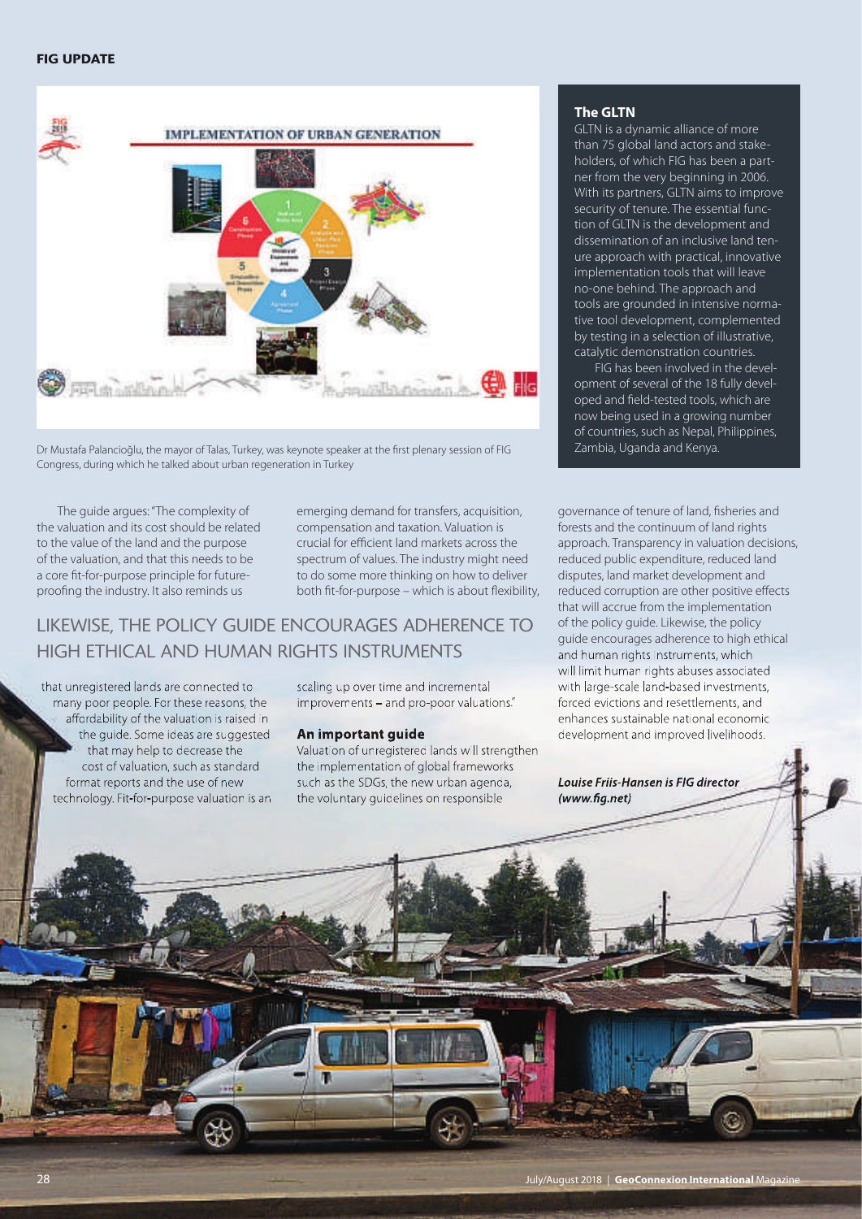Dr Mustafa Palancioğlu, the mayor of Talas, Turkey, was keynote speaker at the first plenary session of FIG Congress, during which he talked about urban regeneration in Turkey

### The GLTN

GLTN is a dynamic alliance of more than 75 global land actors and stakeholders, of which FIG has been a partner from the very beginning in 2006. With its partners, GLTN aims to improve security of tenure. The essential function of GLTN is the development and dissemination of an inclusive land tenure approach with practical, innovative implementation tools that will leave no-one behind. The approach and tools are grounded in intensive normative tool development, complemented by testing in a selection of illustrative, catalytic demonstration countries.

FIG has been involved in the development of several of the 18 fully developed and field-tested tools, which are now being used in a growing number of countries, such as Nepal, Philippines, Zambia, Uganda and Kenya.

The guide argues: "The complexity of the valuation and its cost should be related to the value of the land and the purpose of the valuation, and that this needs to be a core fit-for-purpose principle for future-proofing the industry. It also reminds us that unregistered lands are connected to many poor people. For these reasons, the affordability of the valuation is raised in the guide. Some ideas are suggested that may help to decrease the cost of valuation, such as standard format reports and the use of new technology. Fit-for-purpose valuation is an emerging demand for transfers, acquisition, compensation and taxation. Valuation is crucial for efficient land markets across the spectrum of values. The industry might need to do some more thinking on how to deliver both fit-for-purpose – which is about flexibility, scaling up over time and incremental improvements – and pro-poor valuations."

> LIKEWISE, THE POLICY GUIDE ENCOURAGES ADHERENCE TO HIGH ETHICAL AND HUMAN RIGHTS INSTRUMENTS

### An important guide

Valuation of unregistered lands will strengthen the implementation of global frameworks such as the SDGs, the new urban agenda, the voluntary guidelines on responsible governance of tenure of land, fisheries and forests and the continuum of land rights approach. Transparency in valuation decisions, reduced public expenditure, reduced land disputes, land market development and reduced corruption are other positive effects that will accrue from the implementation of the policy guide. Likewise, the policy guide encourages adherence to high ethical and human rights instruments, which will limit human rights abuses associated with large-scale land-based investments, forced evictions and resettlements, and enhances sustainable national economic development and improved livelihoods.

*Louise Friis-Hansen is FIG director (www.fig.net)*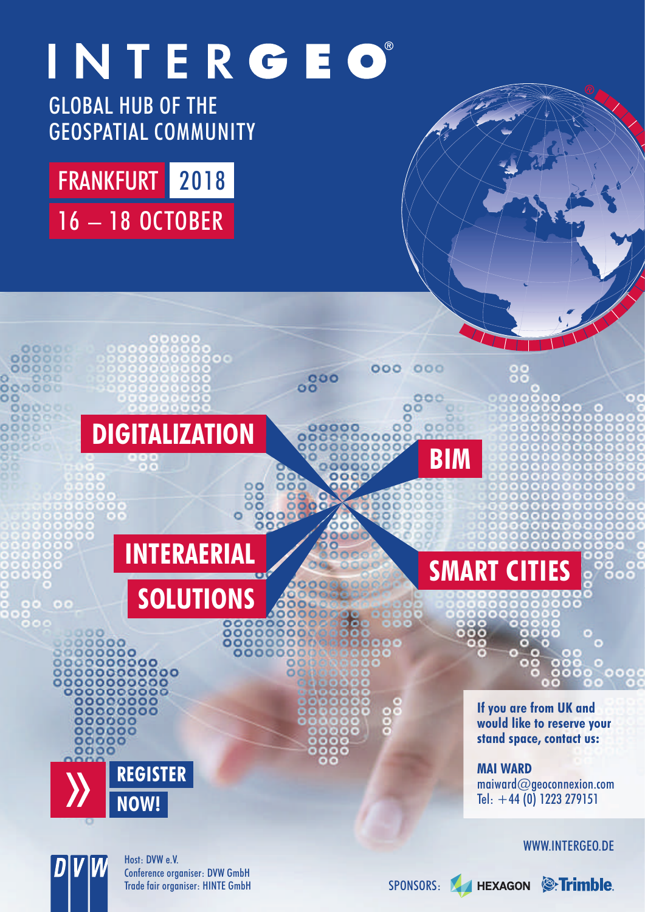# INTERGEO®

GLOBAL HUB OF THE GEOSPATIAL COMMUNITY

FRANKFURT 2018

16 – 18 OCTOBER

**DIGITALIZATION**

**BIM**

**INTERAERIAL SOLUTIONS**

**SMART CITIES**

**» REGISTER NOW!**

**If you are from UK and would like to reserve your stand space, contact us:**

**MAI WARD**
maiward@geoconnexion.com
Tel: +44 (0) 1223 279151

WWW.INTERGEO.DE

DVW

Host: DVW e.V.
Conference organiser: DVW GmbH
Trade fair organiser: HINTE GmbH

SPONSORS: HEXAGON Trimble.